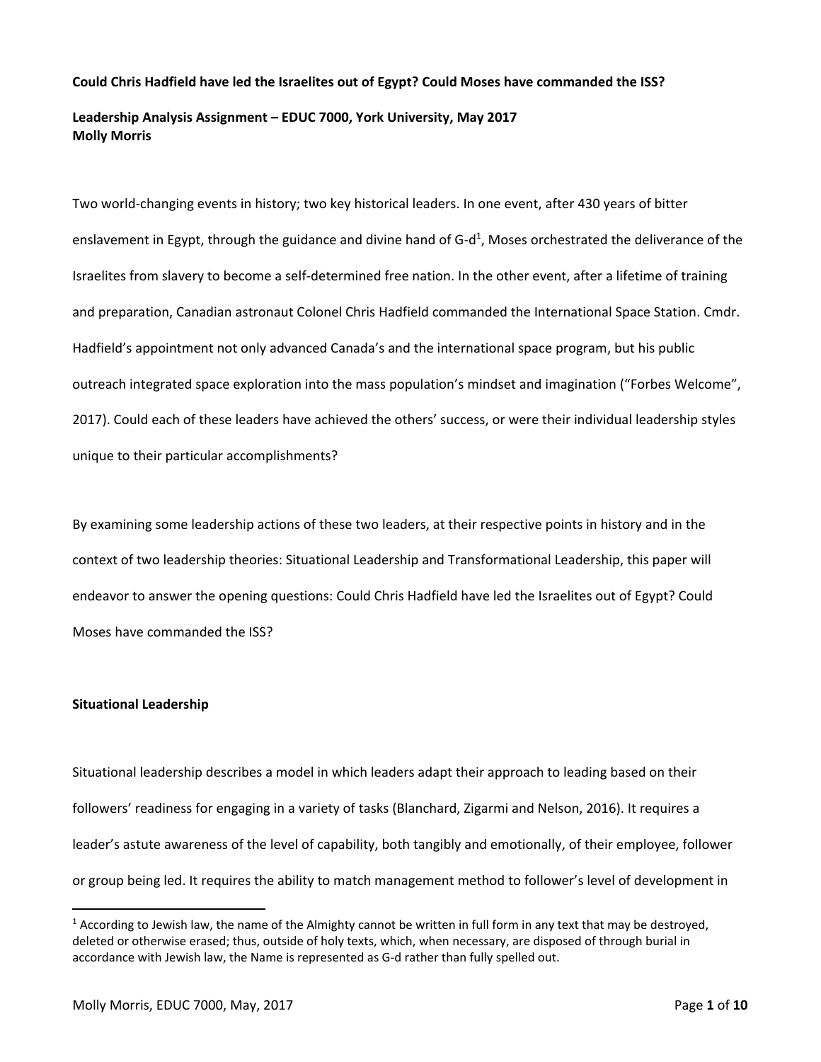**Could Chris Hadfield have led the Israelites out of Egypt? Could Moses have commanded the ISS?**

**Leadership Analysis Assignment – EDUC 7000, York University, May 2017**
**Molly Morris**

Two world-changing events in history; two key historical leaders. In one event, after 430 years of bitter enslavement in Egypt, through the guidance and divine hand of G-d[1], Moses orchestrated the deliverance of the Israelites from slavery to become a self-determined free nation. In the other event, after a lifetime of training and preparation, Canadian astronaut Colonel Chris Hadfield commanded the International Space Station. Cmdr. Hadfield's appointment not only advanced Canada's and the international space program, but his public outreach integrated space exploration into the mass population's mindset and imagination ("Forbes Welcome", 2017). Could each of these leaders have achieved the others' success, or were their individual leadership styles unique to their particular accomplishments?

By examining some leadership actions of these two leaders, at their respective points in history and in the context of two leadership theories: Situational Leadership and Transformational Leadership, this paper will endeavor to answer the opening questions: Could Chris Hadfield have led the Israelites out of Egypt? Could Moses have commanded the ISS?

## Situational Leadership

Situational leadership describes a model in which leaders adapt their approach to leading based on their followers' readiness for engaging in a variety of tasks (Blanchard, Zigarmi and Nelson, 2016). It requires a leader's astute awareness of the level of capability, both tangibly and emotionally, of their employee, follower or group being led. It requires the ability to match management method to follower's level of development in

[1] According to Jewish law, the name of the Almighty cannot be written in full form in any text that may be destroyed, deleted or otherwise erased; thus, outside of holy texts, which, when necessary, are disposed of through burial in accordance with Jewish law, the Name is represented as G-d rather than fully spelled out.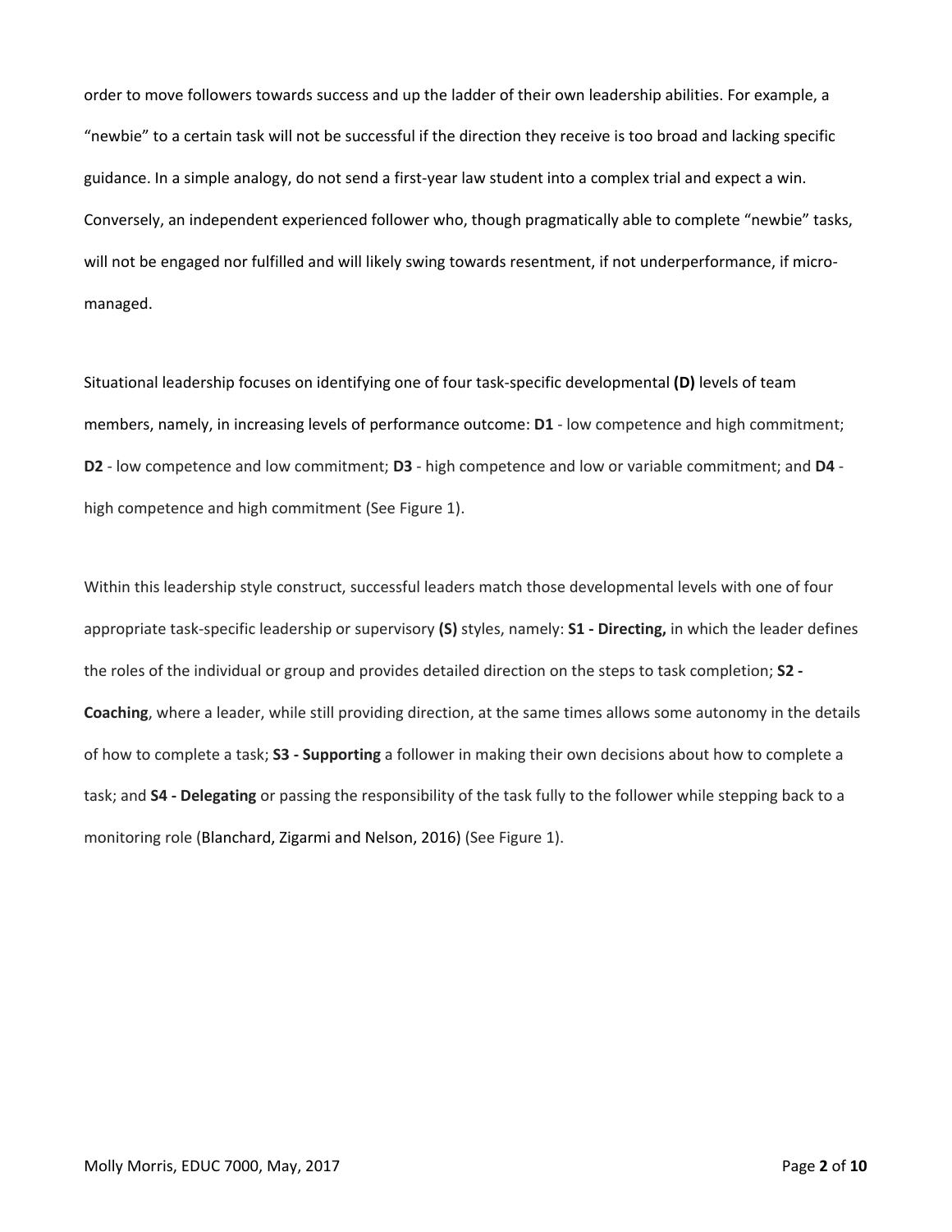order to move followers towards success and up the ladder of their own leadership abilities. For example, a "newbie" to a certain task will not be successful if the direction they receive is too broad and lacking specific guidance. In a simple analogy, do not send a first-year law student into a complex trial and expect a win. Conversely, an independent experienced follower who, though pragmatically able to complete "newbie" tasks, will not be engaged nor fulfilled and will likely swing towards resentment, if not underperformance, if micro-managed.

Situational leadership focuses on identifying one of four task-specific developmental **(D)** levels of team members, namely, in increasing levels of performance outcome: **D1** - low competence and high commitment; **D2** - low competence and low commitment; **D3** - high competence and low or variable commitment; and **D4** - high competence and high commitment (See Figure 1).

Within this leadership style construct, successful leaders match those developmental levels with one of four appropriate task-specific leadership or supervisory **(S)** styles, namely: **S1 - Directing,** in which the leader defines the roles of the individual or group and provides detailed direction on the steps to task completion; **S2 - Coaching**, where a leader, while still providing direction, at the same times allows some autonomy in the details of how to complete a task; **S3 - Supporting** a follower in making their own decisions about how to complete a task; and **S4 - Delegating** or passing the responsibility of the task fully to the follower while stepping back to a monitoring role (Blanchard, Zigarmi and Nelson, 2016) (See Figure 1).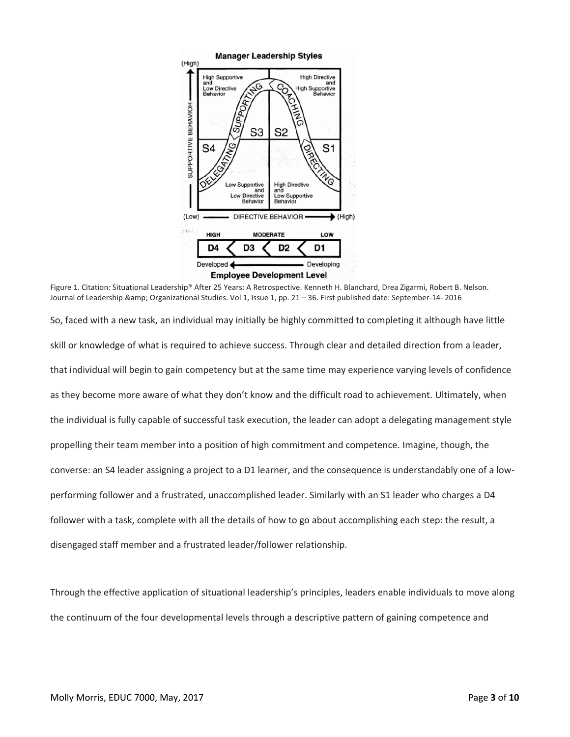Figure 1. Citation: Situational Leadership® After 25 Years: A Retrospective. Kenneth H. Blanchard, Drea Zigarmi, Robert B. Nelson. Journal of Leadership &amp; Organizational Studies. Vol 1, Issue 1, pp. 21 – 36. First published date: September-14- 2016

So, faced with a new task, an individual may initially be highly committed to completing it although have little skill or knowledge of what is required to achieve success. Through clear and detailed direction from a leader, that individual will begin to gain competency but at the same time may experience varying levels of confidence as they become more aware of what they don't know and the difficult road to achievement. Ultimately, when the individual is fully capable of successful task execution, the leader can adopt a delegating management style propelling their team member into a position of high commitment and competence. Imagine, though, the converse: an S4 leader assigning a project to a D1 learner, and the consequence is understandably one of a low-performing follower and a frustrated, unaccomplished leader. Similarly with an S1 leader who charges a D4 follower with a task, complete with all the details of how to go about accomplishing each step: the result, a disengaged staff member and a frustrated leader/follower relationship.

Through the effective application of situational leadership's principles, leaders enable individuals to move along the continuum of the four developmental levels through a descriptive pattern of gaining competence and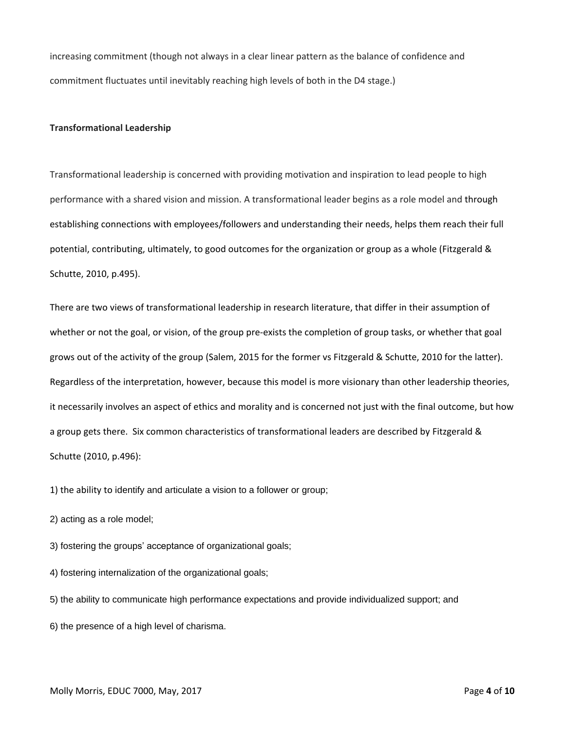increasing commitment (though not always in a clear linear pattern as the balance of confidence and commitment fluctuates until inevitably reaching high levels of both in the D4 stage.)

**Transformational Leadership**

Transformational leadership is concerned with providing motivation and inspiration to lead people to high performance with a shared vision and mission. A transformational leader begins as a role model and through establishing connections with employees/followers and understanding their needs, helps them reach their full potential, contributing, ultimately, to good outcomes for the organization or group as a whole (Fitzgerald & Schutte, 2010, p.495).

There are two views of transformational leadership in research literature, that differ in their assumption of whether or not the goal, or vision, of the group pre-exists the completion of group tasks, or whether that goal grows out of the activity of the group (Salem, 2015 for the former vs Fitzgerald & Schutte, 2010 for the latter). Regardless of the interpretation, however, because this model is more visionary than other leadership theories, it necessarily involves an aspect of ethics and morality and is concerned not just with the final outcome, but how a group gets there. Six common characteristics of transformational leaders are described by Fitzgerald & Schutte (2010, p.496):

1) the ability to identify and articulate a vision to a follower or group;

2) acting as a role model;

3) fostering the groups' acceptance of organizational goals;

4) fostering internalization of the organizational goals;

5) the ability to communicate high performance expectations and provide individualized support; and

6) the presence of a high level of charisma.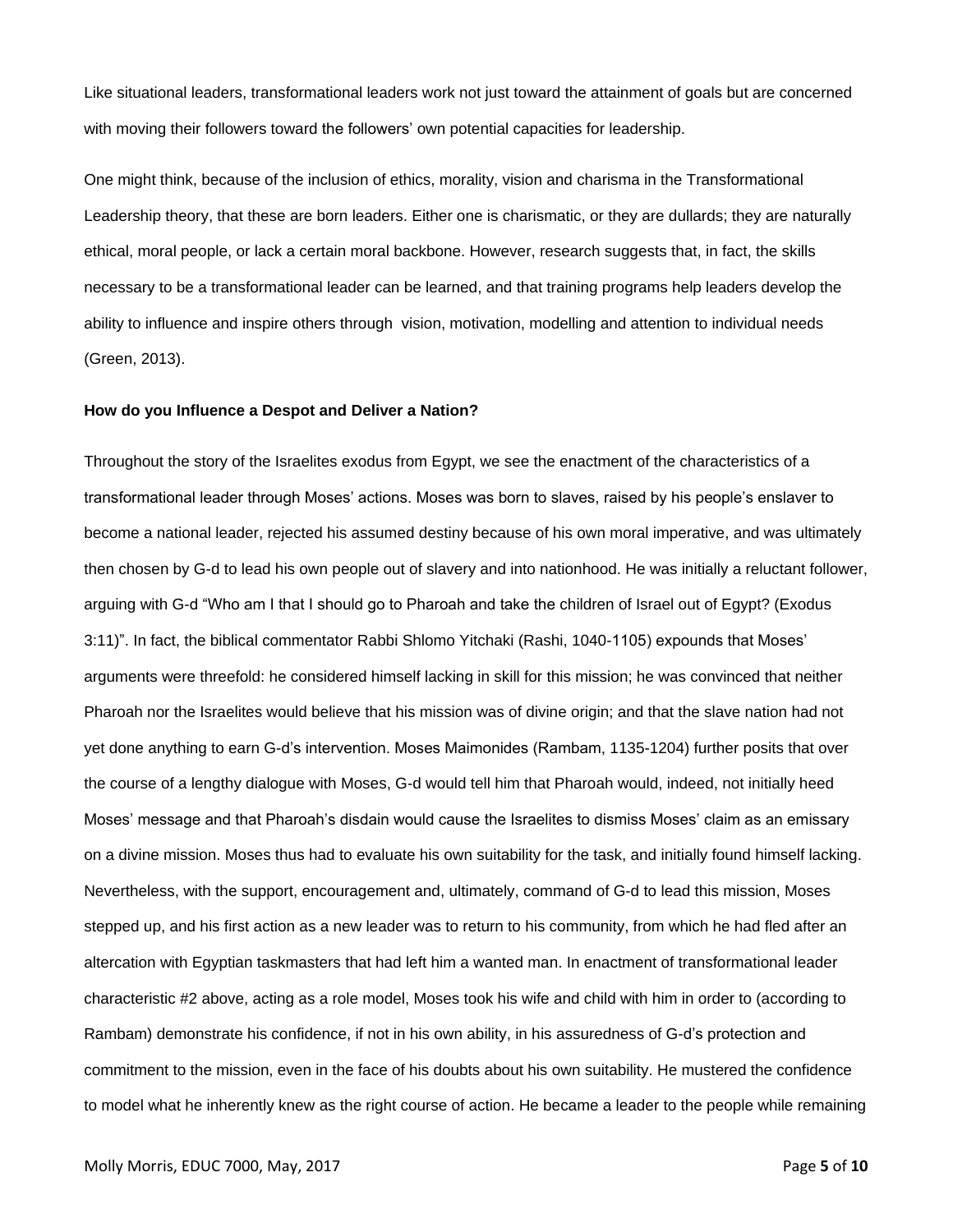Like situational leaders, transformational leaders work not just toward the attainment of goals but are concerned with moving their followers toward the followers' own potential capacities for leadership.

One might think, because of the inclusion of ethics, morality, vision and charisma in the Transformational Leadership theory, that these are born leaders. Either one is charismatic, or they are dullards; they are naturally ethical, moral people, or lack a certain moral backbone. However, research suggests that, in fact, the skills necessary to be a transformational leader can be learned, and that training programs help leaders develop the ability to influence and inspire others through vision, motivation, modelling and attention to individual needs (Green, 2013).

**How do you Influence a Despot and Deliver a Nation?**

Throughout the story of the Israelites exodus from Egypt, we see the enactment of the characteristics of a transformational leader through Moses' actions. Moses was born to slaves, raised by his people's enslaver to become a national leader, rejected his assumed destiny because of his own moral imperative, and was ultimately then chosen by G-d to lead his own people out of slavery and into nationhood. He was initially a reluctant follower, arguing with G-d "Who am I that I should go to Pharoah and take the children of Israel out of Egypt? (Exodus 3:11)". In fact, the biblical commentator Rabbi Shlomo Yitchaki (Rashi, 1040-1105) expounds that Moses' arguments were threefold: he considered himself lacking in skill for this mission; he was convinced that neither Pharoah nor the Israelites would believe that his mission was of divine origin; and that the slave nation had not yet done anything to earn G-d's intervention. Moses Maimonides (Rambam, 1135-1204) further posits that over the course of a lengthy dialogue with Moses, G-d would tell him that Pharoah would, indeed, not initially heed Moses' message and that Pharoah's disdain would cause the Israelites to dismiss Moses' claim as an emissary on a divine mission. Moses thus had to evaluate his own suitability for the task, and initially found himself lacking. Nevertheless, with the support, encouragement and, ultimately, command of G-d to lead this mission, Moses stepped up, and his first action as a new leader was to return to his community, from which he had fled after an altercation with Egyptian taskmasters that had left him a wanted man. In enactment of transformational leader characteristic #2 above, acting as a role model, Moses took his wife and child with him in order to (according to Rambam) demonstrate his confidence, if not in his own ability, in his assuredness of G-d's protection and commitment to the mission, even in the face of his doubts about his own suitability. He mustered the confidence to model what he inherently knew as the right course of action. He became a leader to the people while remaining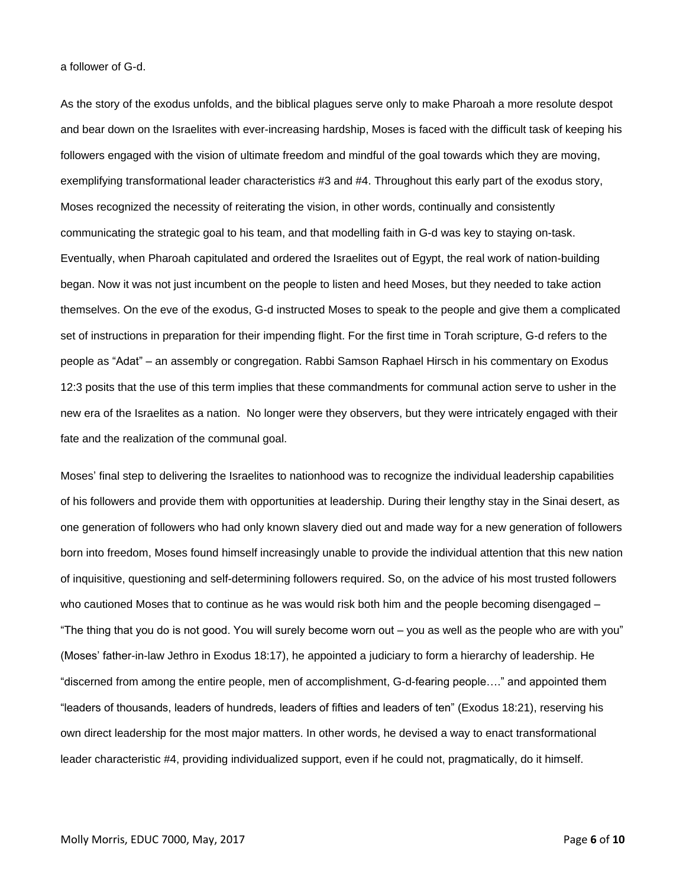a follower of G-d.

As the story of the exodus unfolds, and the biblical plagues serve only to make Pharoah a more resolute despot and bear down on the Israelites with ever-increasing hardship, Moses is faced with the difficult task of keeping his followers engaged with the vision of ultimate freedom and mindful of the goal towards which they are moving, exemplifying transformational leader characteristics #3 and #4. Throughout this early part of the exodus story, Moses recognized the necessity of reiterating the vision, in other words, continually and consistently communicating the strategic goal to his team, and that modelling faith in G-d was key to staying on-task. Eventually, when Pharoah capitulated and ordered the Israelites out of Egypt, the real work of nation-building began. Now it was not just incumbent on the people to listen and heed Moses, but they needed to take action themselves. On the eve of the exodus, G-d instructed Moses to speak to the people and give them a complicated set of instructions in preparation for their impending flight. For the first time in Torah scripture, G-d refers to the people as "Adat" – an assembly or congregation. Rabbi Samson Raphael Hirsch in his commentary on Exodus 12:3 posits that the use of this term implies that these commandments for communal action serve to usher in the new era of the Israelites as a nation. No longer were they observers, but they were intricately engaged with their fate and the realization of the communal goal.

Moses' final step to delivering the Israelites to nationhood was to recognize the individual leadership capabilities of his followers and provide them with opportunities at leadership. During their lengthy stay in the Sinai desert, as one generation of followers who had only known slavery died out and made way for a new generation of followers born into freedom, Moses found himself increasingly unable to provide the individual attention that this new nation of inquisitive, questioning and self-determining followers required. So, on the advice of his most trusted followers who cautioned Moses that to continue as he was would risk both him and the people becoming disengaged – "The thing that you do is not good. You will surely become worn out – you as well as the people who are with you" (Moses' father-in-law Jethro in Exodus 18:17), he appointed a judiciary to form a hierarchy of leadership. He "discerned from among the entire people, men of accomplishment, G-d-fearing people…." and appointed them "leaders of thousands, leaders of hundreds, leaders of fifties and leaders of ten" (Exodus 18:21), reserving his own direct leadership for the most major matters. In other words, he devised a way to enact transformational leader characteristic #4, providing individualized support, even if he could not, pragmatically, do it himself.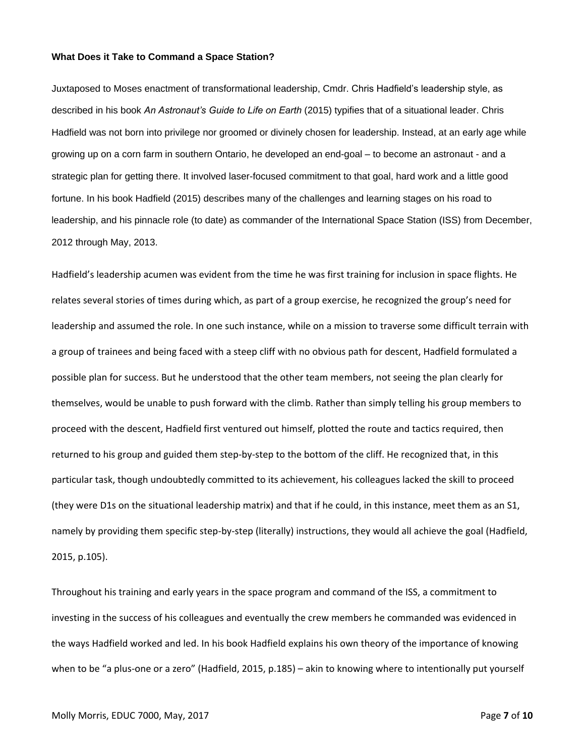**What Does it Take to Command a Space Station?**

Juxtaposed to Moses enactment of transformational leadership, Cmdr. Chris Hadfield's leadership style, as described in his book *An Astronaut's Guide to Life on Earth* (2015) typifies that of a situational leader. Chris Hadfield was not born into privilege nor groomed or divinely chosen for leadership. Instead, at an early age while growing up on a corn farm in southern Ontario, he developed an end-goal – to become an astronaut - and a strategic plan for getting there. It involved laser-focused commitment to that goal, hard work and a little good fortune. In his book Hadfield (2015) describes many of the challenges and learning stages on his road to leadership, and his pinnacle role (to date) as commander of the International Space Station (ISS) from December, 2012 through May, 2013.

Hadfield's leadership acumen was evident from the time he was first training for inclusion in space flights. He relates several stories of times during which, as part of a group exercise, he recognized the group's need for leadership and assumed the role. In one such instance, while on a mission to traverse some difficult terrain with a group of trainees and being faced with a steep cliff with no obvious path for descent, Hadfield formulated a possible plan for success. But he understood that the other team members, not seeing the plan clearly for themselves, would be unable to push forward with the climb. Rather than simply telling his group members to proceed with the descent, Hadfield first ventured out himself, plotted the route and tactics required, then returned to his group and guided them step-by-step to the bottom of the cliff. He recognized that, in this particular task, though undoubtedly committed to its achievement, his colleagues lacked the skill to proceed (they were D1s on the situational leadership matrix) and that if he could, in this instance, meet them as an S1, namely by providing them specific step-by-step (literally) instructions, they would all achieve the goal (Hadfield, 2015, p.105).

Throughout his training and early years in the space program and command of the ISS, a commitment to investing in the success of his colleagues and eventually the crew members he commanded was evidenced in the ways Hadfield worked and led. In his book Hadfield explains his own theory of the importance of knowing when to be "a plus-one or a zero" (Hadfield, 2015, p.185) – akin to knowing where to intentionally put yourself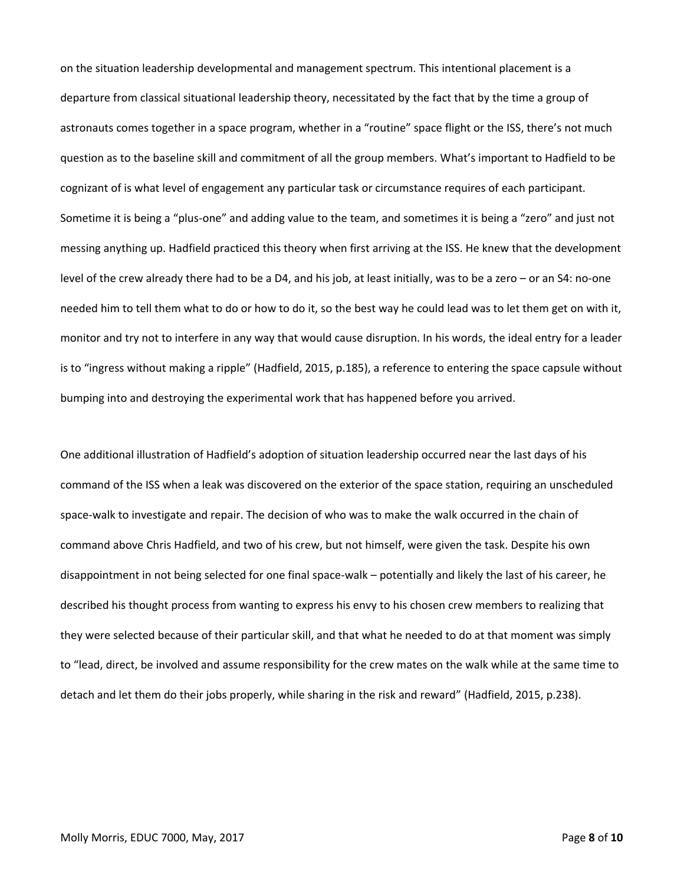on the situation leadership developmental and management spectrum. This intentional placement is a departure from classical situational leadership theory, necessitated by the fact that by the time a group of astronauts comes together in a space program, whether in a "routine" space flight or the ISS, there's not much question as to the baseline skill and commitment of all the group members. What's important to Hadfield to be cognizant of is what level of engagement any particular task or circumstance requires of each participant. Sometime it is being a "plus-one" and adding value to the team, and sometimes it is being a "zero" and just not messing anything up. Hadfield practiced this theory when first arriving at the ISS. He knew that the development level of the crew already there had to be a D4, and his job, at least initially, was to be a zero – or an S4: no-one needed him to tell them what to do or how to do it, so the best way he could lead was to let them get on with it, monitor and try not to interfere in any way that would cause disruption. In his words, the ideal entry for a leader is to "ingress without making a ripple" (Hadfield, 2015, p.185), a reference to entering the space capsule without bumping into and destroying the experimental work that has happened before you arrived.

One additional illustration of Hadfield's adoption of situation leadership occurred near the last days of his command of the ISS when a leak was discovered on the exterior of the space station, requiring an unscheduled space-walk to investigate and repair. The decision of who was to make the walk occurred in the chain of command above Chris Hadfield, and two of his crew, but not himself, were given the task. Despite his own disappointment in not being selected for one final space-walk – potentially and likely the last of his career, he described his thought process from wanting to express his envy to his chosen crew members to realizing that they were selected because of their particular skill, and that what he needed to do at that moment was simply to "lead, direct, be involved and assume responsibility for the crew mates on the walk while at the same time to detach and let them do their jobs properly, while sharing in the risk and reward" (Hadfield, 2015, p.238).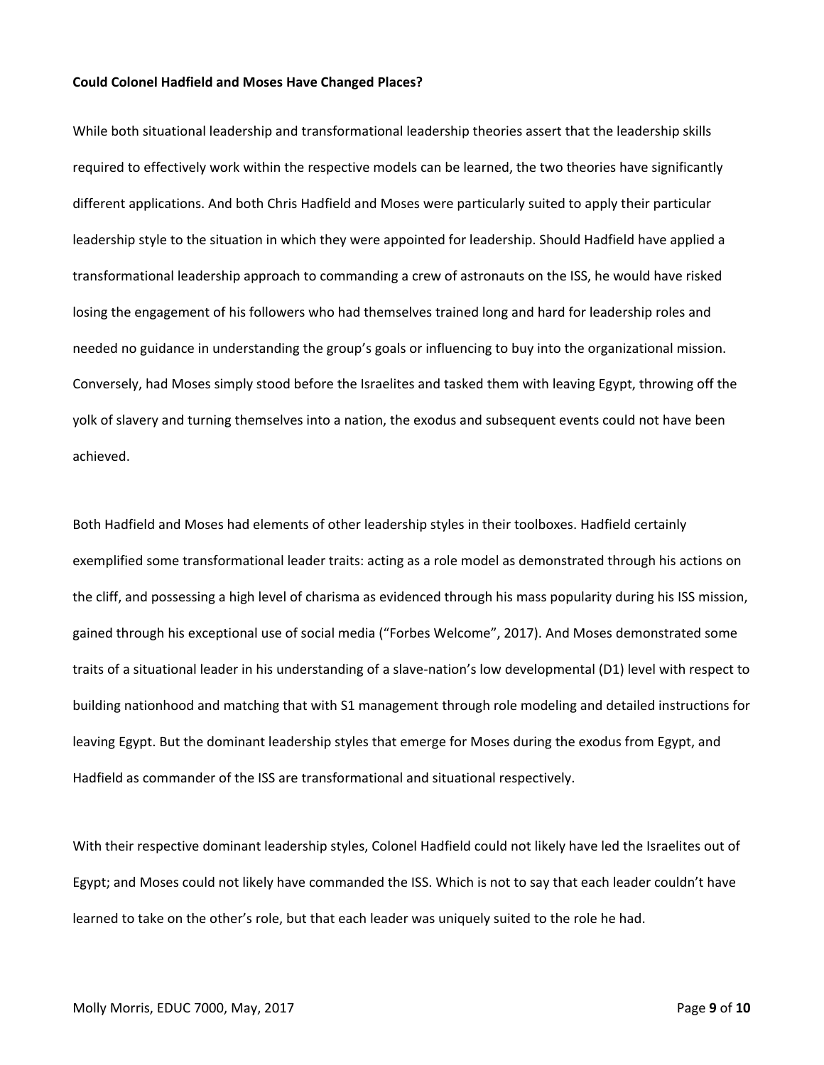**Could Colonel Hadfield and Moses Have Changed Places?**

While both situational leadership and transformational leadership theories assert that the leadership skills required to effectively work within the respective models can be learned, the two theories have significantly different applications. And both Chris Hadfield and Moses were particularly suited to apply their particular leadership style to the situation in which they were appointed for leadership. Should Hadfield have applied a transformational leadership approach to commanding a crew of astronauts on the ISS, he would have risked losing the engagement of his followers who had themselves trained long and hard for leadership roles and needed no guidance in understanding the group's goals or influencing to buy into the organizational mission. Conversely, had Moses simply stood before the Israelites and tasked them with leaving Egypt, throwing off the yolk of slavery and turning themselves into a nation, the exodus and subsequent events could not have been achieved.

Both Hadfield and Moses had elements of other leadership styles in their toolboxes. Hadfield certainly exemplified some transformational leader traits: acting as a role model as demonstrated through his actions on the cliff, and possessing a high level of charisma as evidenced through his mass popularity during his ISS mission, gained through his exceptional use of social media ("Forbes Welcome", 2017). And Moses demonstrated some traits of a situational leader in his understanding of a slave-nation's low developmental (D1) level with respect to building nationhood and matching that with S1 management through role modeling and detailed instructions for leaving Egypt. But the dominant leadership styles that emerge for Moses during the exodus from Egypt, and Hadfield as commander of the ISS are transformational and situational respectively.

With their respective dominant leadership styles, Colonel Hadfield could not likely have led the Israelites out of Egypt; and Moses could not likely have commanded the ISS. Which is not to say that each leader couldn't have learned to take on the other's role, but that each leader was uniquely suited to the role he had.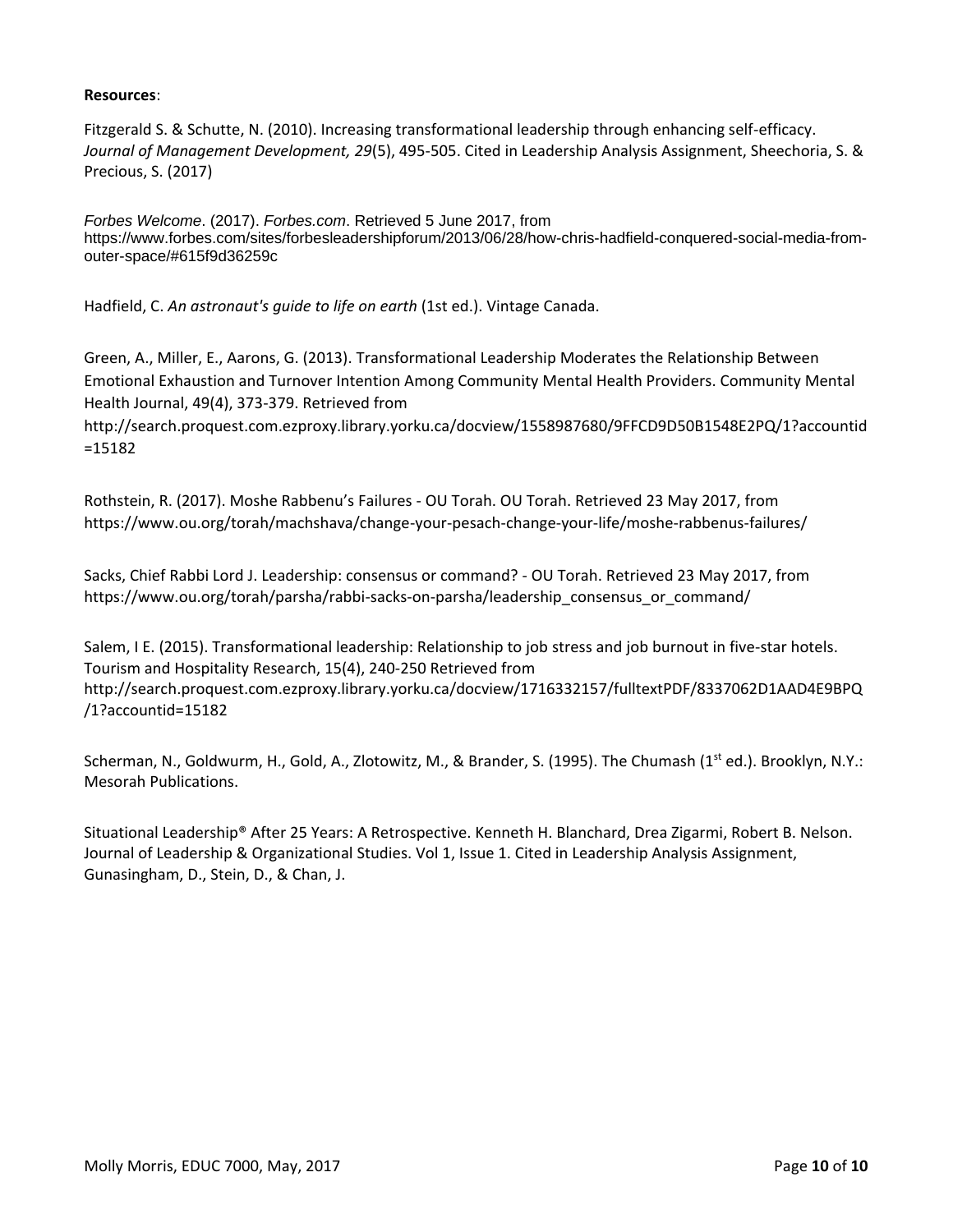**Resources**:

Fitzgerald S. & Schutte, N. (2010). Increasing transformational leadership through enhancing self-efficacy. *Journal of Management Development, 29*(5), 495-505. Cited in Leadership Analysis Assignment, Sheechoria, S. & Precious, S. (2017)

*Forbes Welcome*. (2017). *Forbes.com*. Retrieved 5 June 2017, from https://www.forbes.com/sites/forbesleadershipforum/2013/06/28/how-chris-hadfield-conquered-social-media-from-outer-space/#615f9d36259c

Hadfield, C. *An astronaut's guide to life on earth* (1st ed.). Vintage Canada.

Green, A., Miller, E., Aarons, G. (2013). Transformational Leadership Moderates the Relationship Between Emotional Exhaustion and Turnover Intention Among Community Mental Health Providers. Community Mental Health Journal, 49(4), 373-379. Retrieved from http://search.proquest.com.ezproxy.library.yorku.ca/docview/1558987680/9FFCD9D50B1548E2PQ/1?accountid=15182

Rothstein, R. (2017). Moshe Rabbenu's Failures - OU Torah. OU Torah. Retrieved 23 May 2017, from https://www.ou.org/torah/machshava/change-your-pesach-change-your-life/moshe-rabbenus-failures/

Sacks, Chief Rabbi Lord J. Leadership: consensus or command? - OU Torah. Retrieved 23 May 2017, from https://www.ou.org/torah/parsha/rabbi-sacks-on-parsha/leadership_consensus_or_command/

Salem, I E. (2015). Transformational leadership: Relationship to job stress and job burnout in five-star hotels. Tourism and Hospitality Research, 15(4), 240-250 Retrieved from http://search.proquest.com.ezproxy.library.yorku.ca/docview/1716332157/fulltextPDF/8337062D1AAD4E9BPQ/1?accountid=15182

Scherman, N., Goldwurm, H., Gold, A., Zlotowitz, M., & Brander, S. (1995). The Chumash (1st ed.). Brooklyn, N.Y.: Mesorah Publications.

Situational Leadership® After 25 Years: A Retrospective. Kenneth H. Blanchard, Drea Zigarmi, Robert B. Nelson. Journal of Leadership & Organizational Studies. Vol 1, Issue 1. Cited in Leadership Analysis Assignment, Gunasingham, D., Stein, D., & Chan, J.